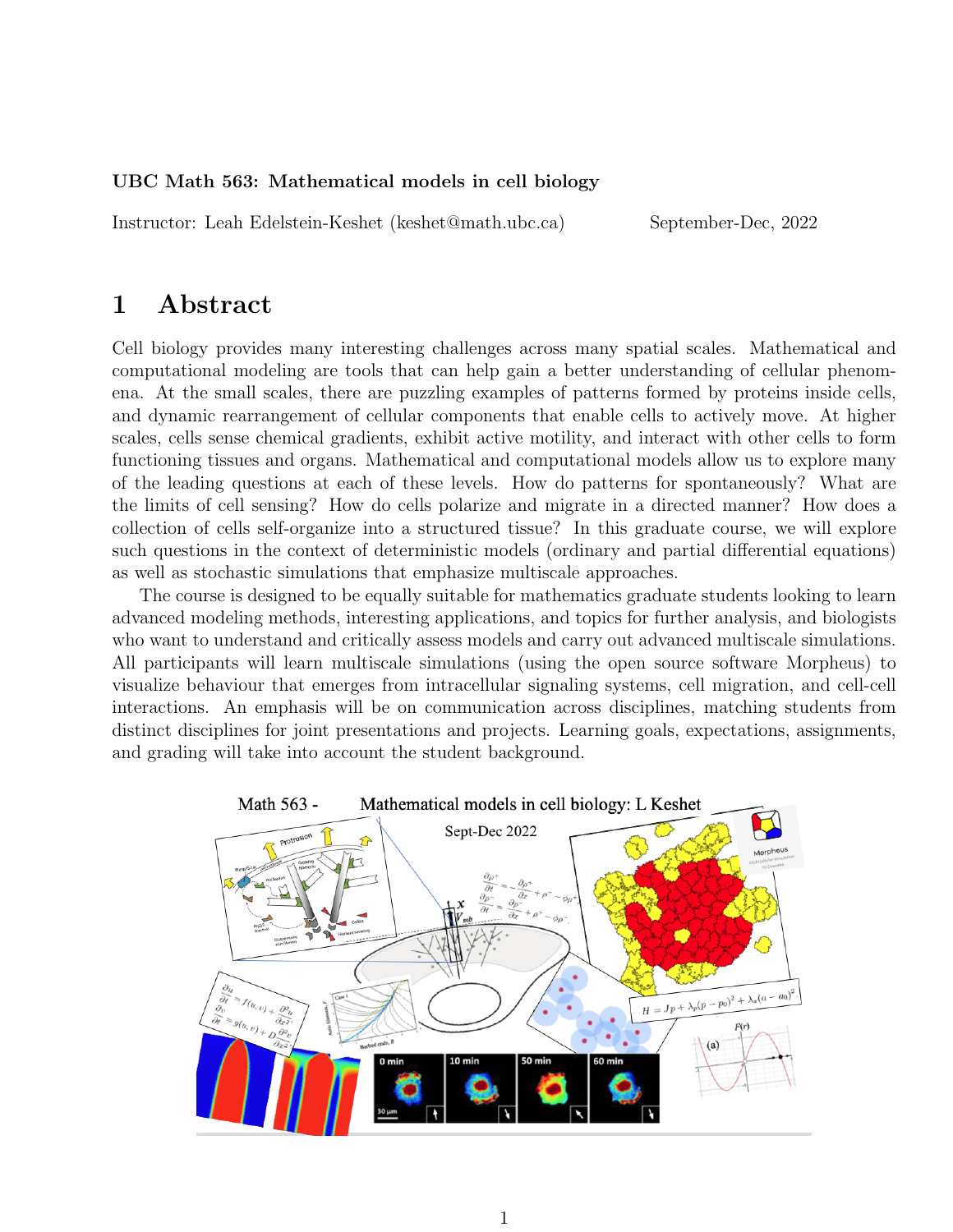**UBC Math 563: Mathematical models in cell biology**

Instructor: Leah Edelstein-Keshet (keshet@math.ubc.ca) September-Dec, 2022

# 1 Abstract

Cell biology provides many interesting challenges across many spatial scales. Mathematical and computational modeling are tools that can help gain a better understanding of cellular phenomena. At the small scales, there are puzzling examples of patterns formed by proteins inside cells, and dynamic rearrangement of cellular components that enable cells to actively move. At higher scales, cells sense chemical gradients, exhibit active motility, and interact with other cells to form functioning tissues and organs. Mathematical and computational models allow us to explore many of the leading questions at each of these levels. How do patterns for spontaneously? What are the limits of cell sensing? How do cells polarize and migrate in a directed manner? How does a collection of cells self-organize into a structured tissue? In this graduate course, we will explore such questions in the context of deterministic models (ordinary and partial differential equations) as well as stochastic simulations that emphasize multiscale approaches.

The course is designed to be equally suitable for mathematics graduate students looking to learn advanced modeling methods, interesting applications, and topics for further analysis, and biologists who want to understand and critically assess models and carry out advanced multiscale simulations. All participants will learn multiscale simulations (using the open source software Morpheus) to visualize behaviour that emerges from intracellular signaling systems, cell migration, and cell-cell interactions. An emphasis will be on communication across disciplines, matching students from distinct disciplines for joint presentations and projects. Learning goals, expectations, assignments, and grading will take into account the student background.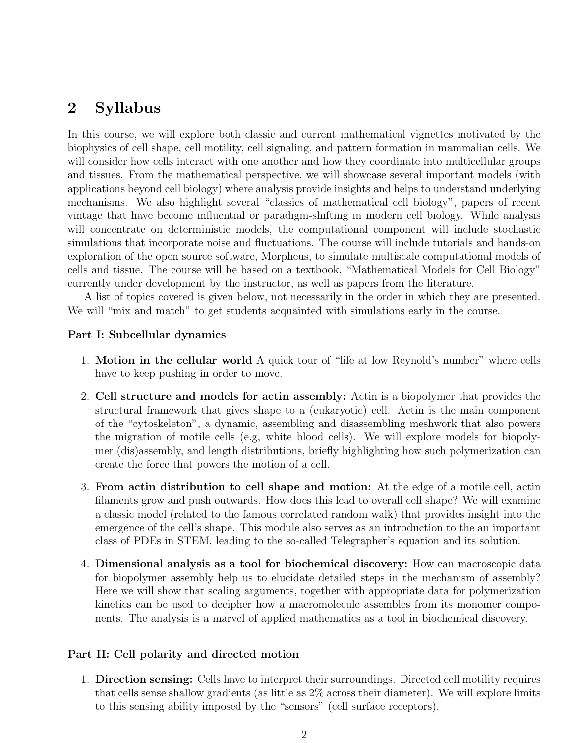## 2 Syllabus

In this course, we will explore both classic and current mathematical vignettes motivated by the biophysics of cell shape, cell motility, cell signaling, and pattern formation in mammalian cells. We will consider how cells interact with one another and how they coordinate into multicellular groups and tissues. From the mathematical perspective, we will showcase several important models (with applications beyond cell biology) where analysis provide insights and helps to understand underlying mechanisms. We also highlight several "classics of mathematical cell biology", papers of recent vintage that have become influential or paradigm-shifting in modern cell biology. While analysis will concentrate on deterministic models, the computational component will include stochastic simulations that incorporate noise and fluctuations. The course will include tutorials and hands-on exploration of the open source software, Morpheus, to simulate multiscale computational models of cells and tissue. The course will be based on a textbook, "Mathematical Models for Cell Biology" currently under development by the instructor, as well as papers from the literature.

A list of topics covered is given below, not necessarily in the order in which they are presented. We will "mix and match" to get students acquainted with simulations early in the course.

**Part I: Subcellular dynamics**

1. **Motion in the cellular world** A quick tour of "life at low Reynold's number" where cells have to keep pushing in order to move.

2. **Cell structure and models for actin assembly:** Actin is a biopolymer that provides the structural framework that gives shape to a (eukaryotic) cell. Actin is the main component of the "cytoskeleton", a dynamic, assembling and disassembling meshwork that also powers the migration of motile cells (e.g, white blood cells). We will explore models for biopolymer (dis)assembly, and length distributions, briefly highlighting how such polymerization can create the force that powers the motion of a cell.

3. **From actin distribution to cell shape and motion:** At the edge of a motile cell, actin filaments grow and push outwards. How does this lead to overall cell shape? We will examine a classic model (related to the famous correlated random walk) that provides insight into the emergence of the cell's shape. This module also serves as an introduction to the an important class of PDEs in STEM, leading to the so-called Telegrapher's equation and its solution.

4. **Dimensional analysis as a tool for biochemical discovery:** How can macroscopic data for biopolymer assembly help us to elucidate detailed steps in the mechanism of assembly? Here we will show that scaling arguments, together with appropriate data for polymerization kinetics can be used to decipher how a macromolecule assembles from its monomer components. The analysis is a marvel of applied mathematics as a tool in biochemical discovery.

**Part II: Cell polarity and directed motion**

1. **Direction sensing:** Cells have to interpret their surroundings. Directed cell motility requires that cells sense shallow gradients (as little as 2% across their diameter). We will explore limits to this sensing ability imposed by the "sensors" (cell surface receptors).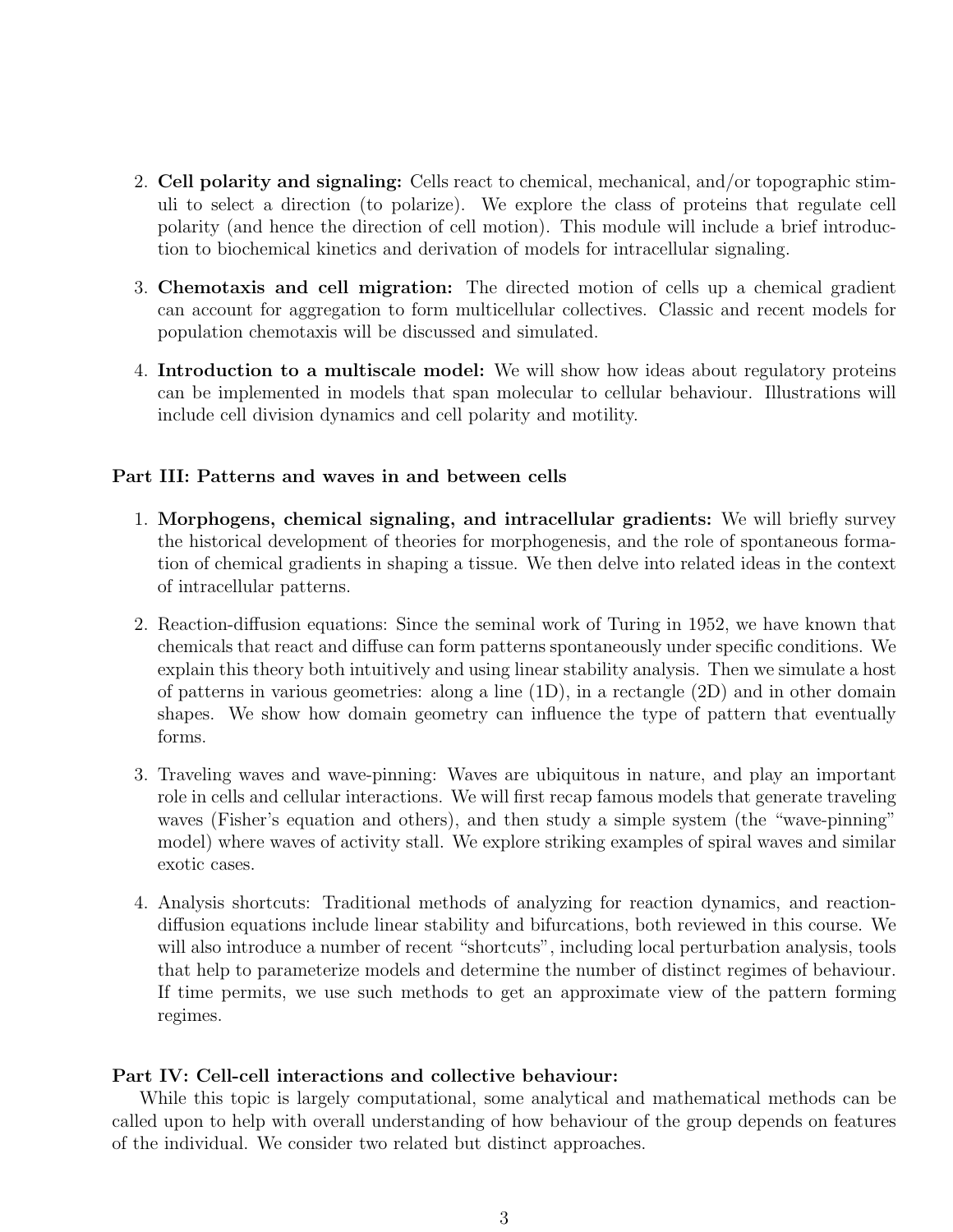2. **Cell polarity and signaling:** Cells react to chemical, mechanical, and/or topographic stimuli to select a direction (to polarize). We explore the class of proteins that regulate cell polarity (and hence the direction of cell motion). This module will include a brief introduction to biochemical kinetics and derivation of models for intracellular signaling.

3. **Chemotaxis and cell migration:** The directed motion of cells up a chemical gradient can account for aggregation to form multicellular collectives. Classic and recent models for population chemotaxis will be discussed and simulated.

4. **Introduction to a multiscale model:** We will show how ideas about regulatory proteins can be implemented in models that span molecular to cellular behaviour. Illustrations will include cell division dynamics and cell polarity and motility.

**Part III: Patterns and waves in and between cells**

1. **Morphogens, chemical signaling, and intracellular gradients:** We will briefly survey the historical development of theories for morphogenesis, and the role of spontaneous formation of chemical gradients in shaping a tissue. We then delve into related ideas in the context of intracellular patterns.

2. Reaction-diffusion equations: Since the seminal work of Turing in 1952, we have known that chemicals that react and diffuse can form patterns spontaneously under specific conditions. We explain this theory both intuitively and using linear stability analysis. Then we simulate a host of patterns in various geometries: along a line (1D), in a rectangle (2D) and in other domain shapes. We show how domain geometry can influence the type of pattern that eventually forms.

3. Traveling waves and wave-pinning: Waves are ubiquitous in nature, and play an important role in cells and cellular interactions. We will first recap famous models that generate traveling waves (Fisher's equation and others), and then study a simple system (the "wave-pinning" model) where waves of activity stall. We explore striking examples of spiral waves and similar exotic cases.

4. Analysis shortcuts: Traditional methods of analyzing for reaction dynamics, and reaction-diffusion equations include linear stability and bifurcations, both reviewed in this course. We will also introduce a number of recent "shortcuts", including local perturbation analysis, tools that help to parameterize models and determine the number of distinct regimes of behaviour. If time permits, we use such methods to get an approximate view of the pattern forming regimes.

**Part IV: Cell-cell interactions and collective behaviour:**

While this topic is largely computational, some analytical and mathematical methods can be called upon to help with overall understanding of how behaviour of the group depends on features of the individual. We consider two related but distinct approaches.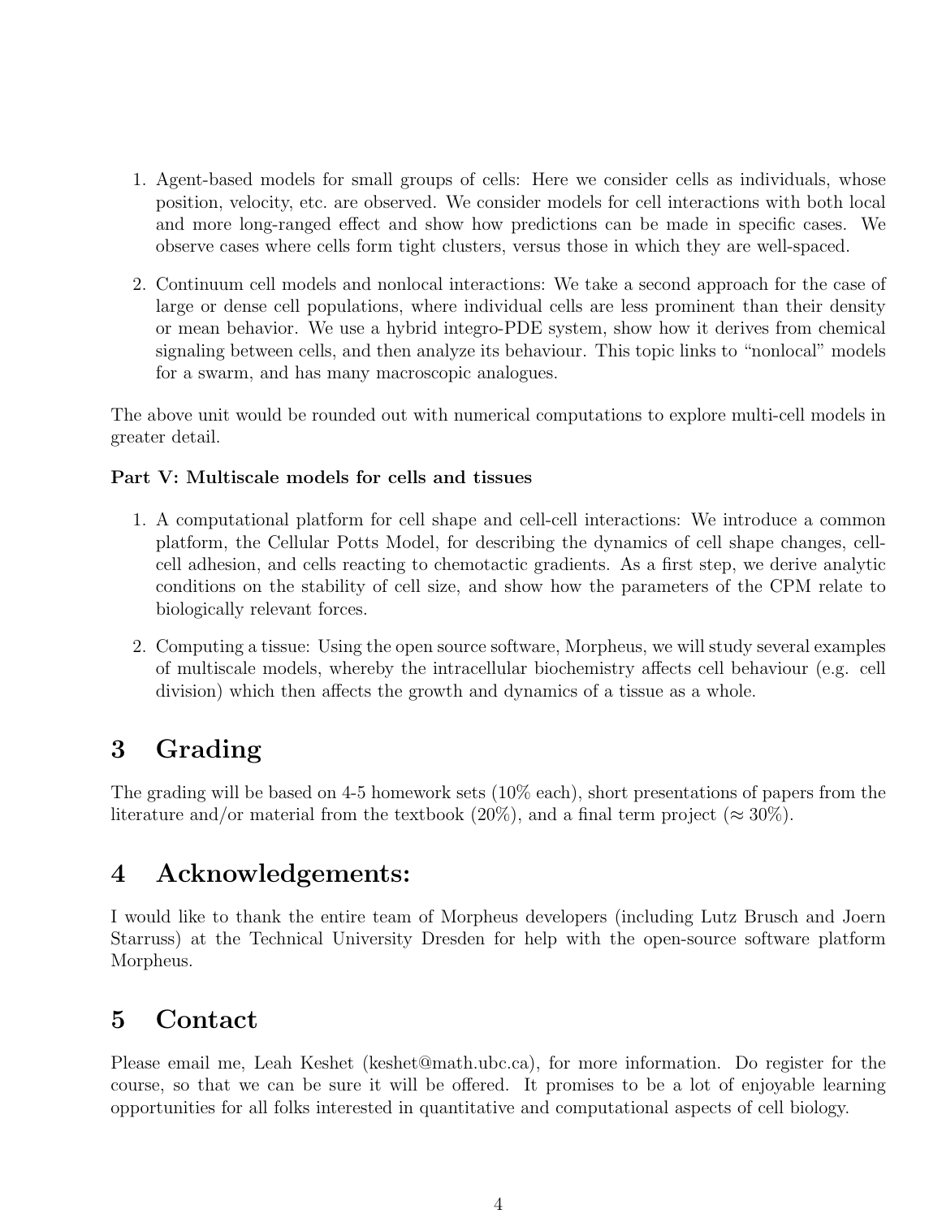1. Agent-based models for small groups of cells: Here we consider cells as individuals, whose position, velocity, etc. are observed. We consider models for cell interactions with both local and more long-ranged effect and show how predictions can be made in specific cases. We observe cases where cells form tight clusters, versus those in which they are well-spaced.

2. Continuum cell models and nonlocal interactions: We take a second approach for the case of large or dense cell populations, where individual cells are less prominent than their density or mean behavior. We use a hybrid integro-PDE system, show how it derives from chemical signaling between cells, and then analyze its behaviour. This topic links to "nonlocal" models for a swarm, and has many macroscopic analogues.

The above unit would be rounded out with numerical computations to explore multi-cell models in greater detail.

**Part V: Multiscale models for cells and tissues**

1. A computational platform for cell shape and cell-cell interactions: We introduce a common platform, the Cellular Potts Model, for describing the dynamics of cell shape changes, cell-cell adhesion, and cells reacting to chemotactic gradients. As a first step, we derive analytic conditions on the stability of cell size, and show how the parameters of the CPM relate to biologically relevant forces.

2. Computing a tissue: Using the open source software, Morpheus, we will study several examples of multiscale models, whereby the intracellular biochemistry affects cell behaviour (e.g. cell division) which then affects the growth and dynamics of a tissue as a whole.

# 3 Grading

The grading will be based on 4-5 homework sets (10% each), short presentations of papers from the literature and/or material from the textbook (20%), and a final term project ($\approx$ 30%).

# 4 Acknowledgements:

I would like to thank the entire team of Morpheus developers (including Lutz Brusch and Joern Starruss) at the Technical University Dresden for help with the open-source software platform Morpheus.

# 5 Contact

Please email me, Leah Keshet (keshet@math.ubc.ca), for more information. Do register for the course, so that we can be sure it will be offered. It promises to be a lot of enjoyable learning opportunities for all folks interested in quantitative and computational aspects of cell biology.